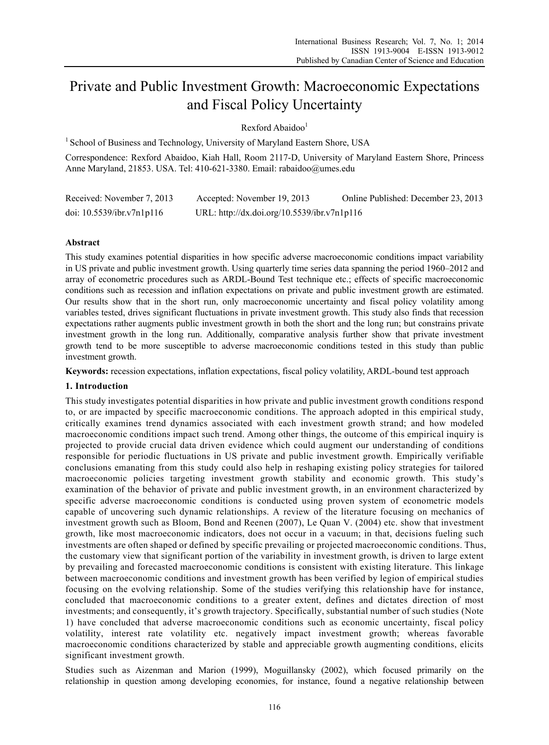# Private and Public Investment Growth: Macroeconomic Expectations and Fiscal Policy Uncertainty

Rexford Abaidoo[1]

[1] School of Business and Technology, University of Maryland Eastern Shore, USA

Correspondence: Rexford Abaidoo, Kiah Hall, Room 2117-D, University of Maryland Eastern Shore, Princess Anne Maryland, 21853. USA. Tel: 410-621-3380. Email: rabaidoo@umes.edu

Received: November 7, 2013   Accepted: November 19, 2013   Online Published: December 23, 2013

doi: 10.5539/ibr.v7n1p116   URL: http://dx.doi.org/10.5539/ibr.v7n1p116

## Abstract

This study examines potential disparities in how specific adverse macroeconomic conditions impact variability in US private and public investment growth. Using quarterly time series data spanning the period 1960–2012 and array of econometric procedures such as ARDL-Bound Test technique etc.; effects of specific macroeconomic conditions such as recession and inflation expectations on private and public investment growth are estimated. Our results show that in the short run, only macroeconomic uncertainty and fiscal policy volatility among variables tested, drives significant fluctuations in private investment growth. This study also finds that recession expectations rather augments public investment growth in both the short and the long run; but constrains private investment growth in the long run. Additionally, comparative analysis further show that private investment growth tend to be more susceptible to adverse macroeconomic conditions tested in this study than public investment growth.

**Keywords:** recession expectations, inflation expectations, fiscal policy volatility, ARDL-bound test approach

## 1. Introduction

This study investigates potential disparities in how private and public investment growth conditions respond to, or are impacted by specific macroeconomic conditions. The approach adopted in this empirical study, critically examines trend dynamics associated with each investment growth strand; and how modeled macroeconomic conditions impact such trend. Among other things, the outcome of this empirical inquiry is projected to provide crucial data driven evidence which could augment our understanding of conditions responsible for periodic fluctuations in US private and public investment growth. Empirically verifiable conclusions emanating from this study could also help in reshaping existing policy strategies for tailored macroeconomic policies targeting investment growth stability and economic growth. This study's examination of the behavior of private and public investment growth, in an environment characterized by specific adverse macroeconomic conditions is conducted using proven system of econometric models capable of uncovering such dynamic relationships. A review of the literature focusing on mechanics of investment growth such as Bloom, Bond and Reenen (2007), Le Quan V. (2004) etc. show that investment growth, like most macroeconomic indicators, does not occur in a vacuum; in that, decisions fueling such investments are often shaped or defined by specific prevailing or projected macroeconomic conditions. Thus, the customary view that significant portion of the variability in investment growth, is driven to large extent by prevailing and forecasted macroeconomic conditions is consistent with existing literature. This linkage between macroeconomic conditions and investment growth has been verified by legion of empirical studies focusing on the evolving relationship. Some of the studies verifying this relationship have for instance, concluded that macroeconomic conditions to a greater extent, defines and dictates direction of most investments; and consequently, it's growth trajectory. Specifically, substantial number of such studies (Note 1) have concluded that adverse macroeconomic conditions such as economic uncertainty, fiscal policy volatility, interest rate volatility etc. negatively impact investment growth; whereas favorable macroeconomic conditions characterized by stable and appreciable growth augmenting conditions, elicits significant investment growth.

Studies such as Aizenman and Marion (1999), Moguillansky (2002), which focused primarily on the relationship in question among developing economies, for instance, found a negative relationship between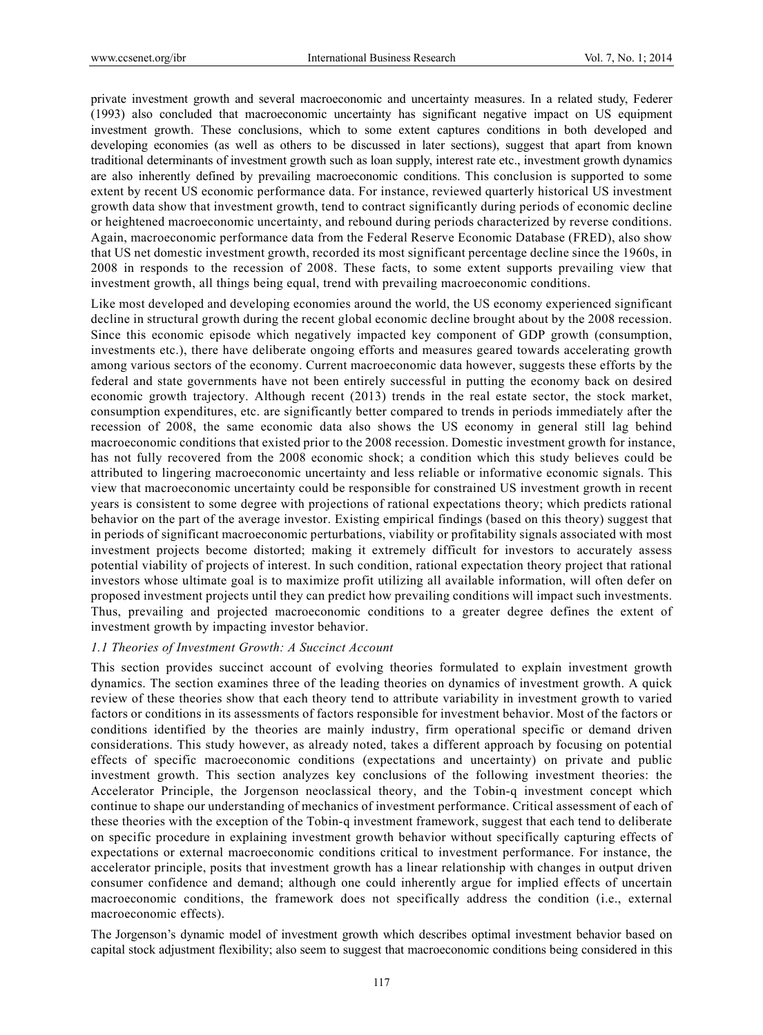private investment growth and several macroeconomic and uncertainty measures. In a related study, Federer (1993) also concluded that macroeconomic uncertainty has significant negative impact on US equipment investment growth. These conclusions, which to some extent captures conditions in both developed and developing economies (as well as others to be discussed in later sections), suggest that apart from known traditional determinants of investment growth such as loan supply, interest rate etc., investment growth dynamics are also inherently defined by prevailing macroeconomic conditions. This conclusion is supported to some extent by recent US economic performance data. For instance, reviewed quarterly historical US investment growth data show that investment growth, tend to contract significantly during periods of economic decline or heightened macroeconomic uncertainty, and rebound during periods characterized by reverse conditions. Again, macroeconomic performance data from the Federal Reserve Economic Database (FRED), also show that US net domestic investment growth, recorded its most significant percentage decline since the 1960s, in 2008 in responds to the recession of 2008. These facts, to some extent supports prevailing view that investment growth, all things being equal, trend with prevailing macroeconomic conditions.

Like most developed and developing economies around the world, the US economy experienced significant decline in structural growth during the recent global economic decline brought about by the 2008 recession. Since this economic episode which negatively impacted key component of GDP growth (consumption, investments etc.), there have deliberate ongoing efforts and measures geared towards accelerating growth among various sectors of the economy. Current macroeconomic data however, suggests these efforts by the federal and state governments have not been entirely successful in putting the economy back on desired economic growth trajectory. Although recent (2013) trends in the real estate sector, the stock market, consumption expenditures, etc. are significantly better compared to trends in periods immediately after the recession of 2008, the same economic data also shows the US economy in general still lag behind macroeconomic conditions that existed prior to the 2008 recession. Domestic investment growth for instance, has not fully recovered from the 2008 economic shock; a condition which this study believes could be attributed to lingering macroeconomic uncertainty and less reliable or informative economic signals. This view that macroeconomic uncertainty could be responsible for constrained US investment growth in recent years is consistent to some degree with projections of rational expectations theory; which predicts rational behavior on the part of the average investor. Existing empirical findings (based on this theory) suggest that in periods of significant macroeconomic perturbations, viability or profitability signals associated with most investment projects become distorted; making it extremely difficult for investors to accurately assess potential viability of projects of interest. In such condition, rational expectation theory project that rational investors whose ultimate goal is to maximize profit utilizing all available information, will often defer on proposed investment projects until they can predict how prevailing conditions will impact such investments. Thus, prevailing and projected macroeconomic conditions to a greater degree defines the extent of investment growth by impacting investor behavior.

### *1.1 Theories of Investment Growth: A Succinct Account*

This section provides succinct account of evolving theories formulated to explain investment growth dynamics. The section examines three of the leading theories on dynamics of investment growth. A quick review of these theories show that each theory tend to attribute variability in investment growth to varied factors or conditions in its assessments of factors responsible for investment behavior. Most of the factors or conditions identified by the theories are mainly industry, firm operational specific or demand driven considerations. This study however, as already noted, takes a different approach by focusing on potential effects of specific macroeconomic conditions (expectations and uncertainty) on private and public investment growth. This section analyzes key conclusions of the following investment theories: the Accelerator Principle, the Jorgenson neoclassical theory, and the Tobin-q investment concept which continue to shape our understanding of mechanics of investment performance. Critical assessment of each of these theories with the exception of the Tobin-q investment framework, suggest that each tend to deliberate on specific procedure in explaining investment growth behavior without specifically capturing effects of expectations or external macroeconomic conditions critical to investment performance. For instance, the accelerator principle, posits that investment growth has a linear relationship with changes in output driven consumer confidence and demand; although one could inherently argue for implied effects of uncertain macroeconomic conditions, the framework does not specifically address the condition (i.e., external macroeconomic effects).

The Jorgenson's dynamic model of investment growth which describes optimal investment behavior based on capital stock adjustment flexibility; also seem to suggest that macroeconomic conditions being considered in this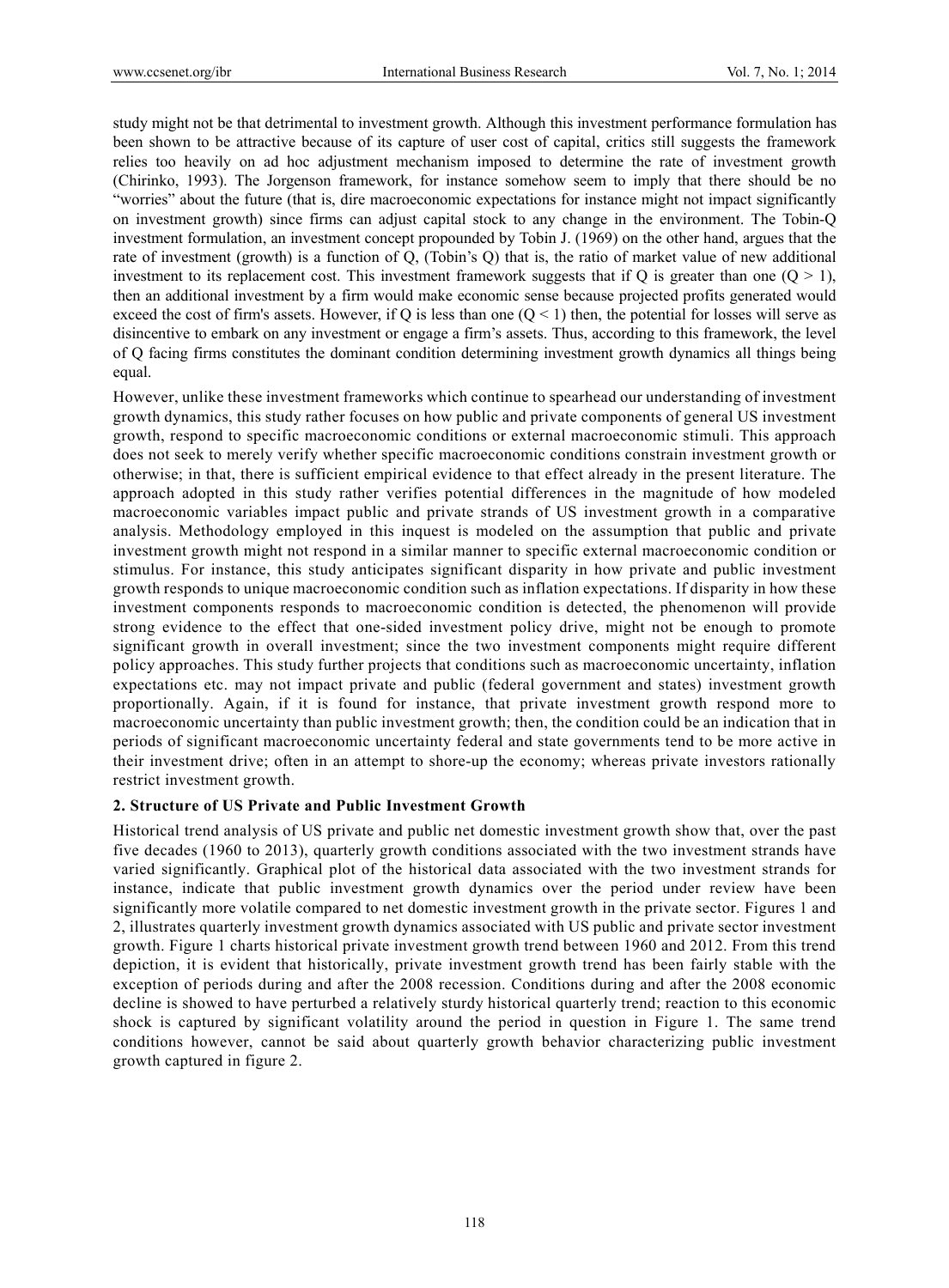study might not be that detrimental to investment growth. Although this investment performance formulation has been shown to be attractive because of its capture of user cost of capital, critics still suggests the framework relies too heavily on ad hoc adjustment mechanism imposed to determine the rate of investment growth (Chirinko, 1993). The Jorgenson framework, for instance somehow seem to imply that there should be no "worries" about the future (that is, dire macroeconomic expectations for instance might not impact significantly on investment growth) since firms can adjust capital stock to any change in the environment. The Tobin-Q investment formulation, an investment concept propounded by Tobin J. (1969) on the other hand, argues that the rate of investment (growth) is a function of Q, (Tobin's Q) that is, the ratio of market value of new additional investment to its replacement cost. This investment framework suggests that if Q is greater than one ($Q > 1$), then an additional investment by a firm would make economic sense because projected profits generated would exceed the cost of firm's assets. However, if Q is less than one ($Q < 1$) then, the potential for losses will serve as disincentive to embark on any investment or engage a firm's assets. Thus, according to this framework, the level of Q facing firms constitutes the dominant condition determining investment growth dynamics all things being equal.

However, unlike these investment frameworks which continue to spearhead our understanding of investment growth dynamics, this study rather focuses on how public and private components of general US investment growth, respond to specific macroeconomic conditions or external macroeconomic stimuli. This approach does not seek to merely verify whether specific macroeconomic conditions constrain investment growth or otherwise; in that, there is sufficient empirical evidence to that effect already in the present literature. The approach adopted in this study rather verifies potential differences in the magnitude of how modeled macroeconomic variables impact public and private strands of US investment growth in a comparative analysis. Methodology employed in this inquest is modeled on the assumption that public and private investment growth might not respond in a similar manner to specific external macroeconomic condition or stimulus. For instance, this study anticipates significant disparity in how private and public investment growth responds to unique macroeconomic condition such as inflation expectations. If disparity in how these investment components responds to macroeconomic condition is detected, the phenomenon will provide strong evidence to the effect that one-sided investment policy drive, might not be enough to promote significant growth in overall investment; since the two investment components might require different policy approaches. This study further projects that conditions such as macroeconomic uncertainty, inflation expectations etc. may not impact private and public (federal government and states) investment growth proportionally. Again, if it is found for instance, that private investment growth respond more to macroeconomic uncertainty than public investment growth; then, the condition could be an indication that in periods of significant macroeconomic uncertainty federal and state governments tend to be more active in their investment drive; often in an attempt to shore-up the economy; whereas private investors rationally restrict investment growth.

## 2. Structure of US Private and Public Investment Growth

Historical trend analysis of US private and public net domestic investment growth show that, over the past five decades (1960 to 2013), quarterly growth conditions associated with the two investment strands have varied significantly. Graphical plot of the historical data associated with the two investment strands for instance, indicate that public investment growth dynamics over the period under review have been significantly more volatile compared to net domestic investment growth in the private sector. Figures 1 and 2, illustrates quarterly investment growth dynamics associated with US public and private sector investment growth. Figure 1 charts historical private investment growth trend between 1960 and 2012. From this trend depiction, it is evident that historically, private investment growth trend has been fairly stable with the exception of periods during and after the 2008 recession. Conditions during and after the 2008 economic decline is showed to have perturbed a relatively sturdy historical quarterly trend; reaction to this economic shock is captured by significant volatility around the period in question in Figure 1. The same trend conditions however, cannot be said about quarterly growth behavior characterizing public investment growth captured in figure 2.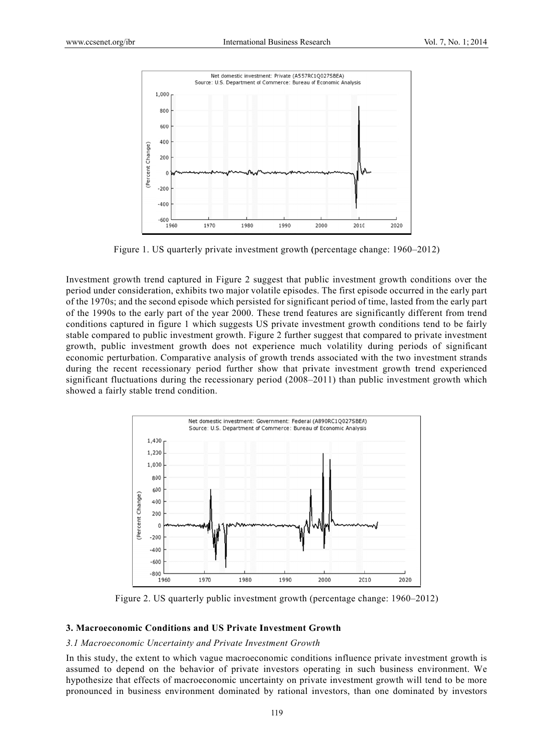Figure 1. US quarterly private investment growth (percentage change: 1960–2012)

Investment growth trend captured in Figure 2 suggest that public investment growth conditions over the period under consideration, exhibits two major volatile episodes. The first episode occurred in the early part of the 1970s; and the second episode which persisted for significant period of time, lasted from the early part of the 1990s to the early part of the year 2000. These trend features are significantly different from trend conditions captured in figure 1 which suggests US private investment growth conditions tend to be fairly stable compared to public investment growth. Figure 2 further suggest that compared to private investment growth, public investment growth does not experience much volatility during periods of significant economic perturbation. Comparative analysis of growth trends associated with the two investment strands during the recent recessionary period further show that private investment growth trend experienced significant fluctuations during the recessionary period (2008–2011) than public investment growth which showed a fairly stable trend condition.

Figure 2. US quarterly public investment growth (percentage change: 1960–2012)

## 3. Macroeconomic Conditions and US Private Investment Growth

### *3.1 Macroeconomic Uncertainty and Private Investment Growth*

In this study, the extent to which vague macroeconomic conditions influence private investment growth is assumed to depend on the behavior of private investors operating in such business environment. We hypothesize that effects of macroeconomic uncertainty on private investment growth will tend to be more pronounced in business environment dominated by rational investors, than one dominated by investors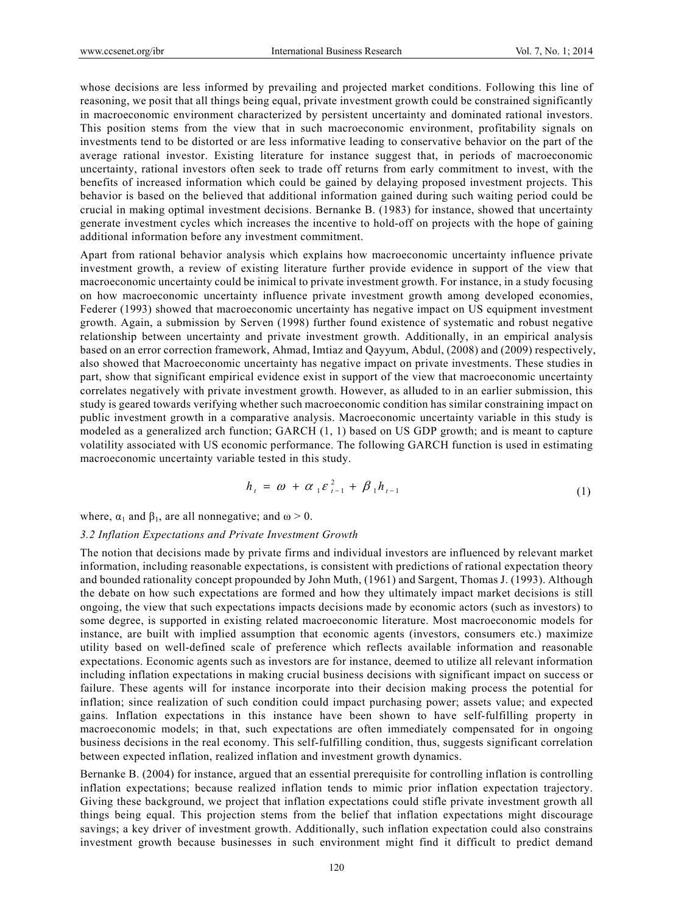whose decisions are less informed by prevailing and projected market conditions. Following this line of reasoning, we posit that all things being equal, private investment growth could be constrained significantly in macroeconomic environment characterized by persistent uncertainty and dominated rational investors. This position stems from the view that in such macroeconomic environment, profitability signals on investments tend to be distorted or are less informative leading to conservative behavior on the part of the average rational investor. Existing literature for instance suggest that, in periods of macroeconomic uncertainty, rational investors often seek to trade off returns from early commitment to invest, with the benefits of increased information which could be gained by delaying proposed investment projects. This behavior is based on the believed that additional information gained during such waiting period could be crucial in making optimal investment decisions. Bernanke B. (1983) for instance, showed that uncertainty generate investment cycles which increases the incentive to hold-off on projects with the hope of gaining additional information before any investment commitment.

Apart from rational behavior analysis which explains how macroeconomic uncertainty influence private investment growth, a review of existing literature further provide evidence in support of the view that macroeconomic uncertainty could be inimical to private investment growth. For instance, in a study focusing on how macroeconomic uncertainty influence private investment growth among developed economies, Federer (1993) showed that macroeconomic uncertainty has negative impact on US equipment investment growth. Again, a submission by Serven (1998) further found existence of systematic and robust negative relationship between uncertainty and private investment growth. Additionally, in an empirical analysis based on an error correction framework, Ahmad, Imtiaz and Qayyum, Abdul, (2008) and (2009) respectively, also showed that Macroeconomic uncertainty has negative impact on private investments. These studies in part, show that significant empirical evidence exist in support of the view that macroeconomic uncertainty correlates negatively with private investment growth. However, as alluded to in an earlier submission, this study is geared towards verifying whether such macroeconomic condition has similar constraining impact on public investment growth in a comparative analysis. Macroeconomic uncertainty variable in this study is modeled as a generalized arch function; GARCH (1, 1) based on US GDP growth; and is meant to capture volatility associated with US economic performance. The following GARCH function is used in estimating macroeconomic uncertainty variable tested in this study.

$$h_t = \omega + \alpha_1 \varepsilon_{t-1}^2 + \beta_1 h_{t-1} \tag{1}$$

where, $\alpha_1$ and $\beta_1$, are all nonnegative; and $\omega > 0$.

### *3.2 Inflation Expectations and Private Investment Growth*

The notion that decisions made by private firms and individual investors are influenced by relevant market information, including reasonable expectations, is consistent with predictions of rational expectation theory and bounded rationality concept propounded by John Muth, (1961) and Sargent, Thomas J. (1993). Although the debate on how such expectations are formed and how they ultimately impact market decisions is still ongoing, the view that such expectations impacts decisions made by economic actors (such as investors) to some degree, is supported in existing related macroeconomic literature. Most macroeconomic models for instance, are built with implied assumption that economic agents (investors, consumers etc.) maximize utility based on well-defined scale of preference which reflects available information and reasonable expectations. Economic agents such as investors are for instance, deemed to utilize all relevant information including inflation expectations in making crucial business decisions with significant impact on success or failure. These agents will for instance incorporate into their decision making process the potential for inflation; since realization of such condition could impact purchasing power; assets value; and expected gains. Inflation expectations in this instance have been shown to have self-fulfilling property in macroeconomic models; in that, such expectations are often immediately compensated for in ongoing business decisions in the real economy. This self-fulfilling condition, thus, suggests significant correlation between expected inflation, realized inflation and investment growth dynamics.

Bernanke B. (2004) for instance, argued that an essential prerequisite for controlling inflation is controlling inflation expectations; because realized inflation tends to mimic prior inflation expectation trajectory. Giving these background, we project that inflation expectations could stifle private investment growth all things being equal. This projection stems from the belief that inflation expectations might discourage savings; a key driver of investment growth. Additionally, such inflation expectation could also constrains investment growth because businesses in such environment might find it difficult to predict demand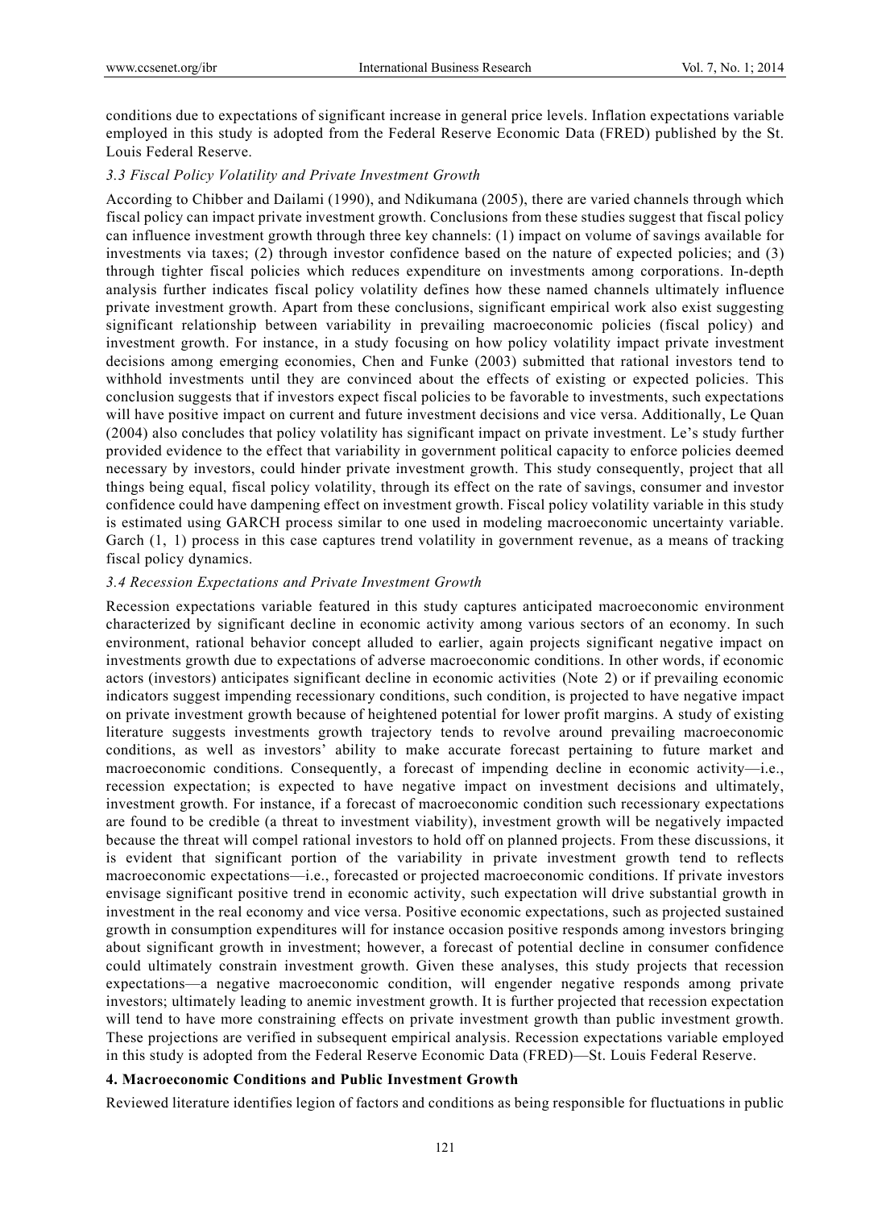conditions due to expectations of significant increase in general price levels. Inflation expectations variable employed in this study is adopted from the Federal Reserve Economic Data (FRED) published by the St. Louis Federal Reserve.

### *3.3 Fiscal Policy Volatility and Private Investment Growth*

According to Chibber and Dailami (1990), and Ndikumana (2005), there are varied channels through which fiscal policy can impact private investment growth. Conclusions from these studies suggest that fiscal policy can influence investment growth through three key channels: (1) impact on volume of savings available for investments via taxes; (2) through investor confidence based on the nature of expected policies; and (3) through tighter fiscal policies which reduces expenditure on investments among corporations. In-depth analysis further indicates fiscal policy volatility defines how these named channels ultimately influence private investment growth. Apart from these conclusions, significant empirical work also exist suggesting significant relationship between variability in prevailing macroeconomic policies (fiscal policy) and investment growth. For instance, in a study focusing on how policy volatility impact private investment decisions among emerging economies, Chen and Funke (2003) submitted that rational investors tend to withhold investments until they are convinced about the effects of existing or expected policies. This conclusion suggests that if investors expect fiscal policies to be favorable to investments, such expectations will have positive impact on current and future investment decisions and vice versa. Additionally, Le Quan (2004) also concludes that policy volatility has significant impact on private investment. Le's study further provided evidence to the effect that variability in government political capacity to enforce policies deemed necessary by investors, could hinder private investment growth. This study consequently, project that all things being equal, fiscal policy volatility, through its effect on the rate of savings, consumer and investor confidence could have dampening effect on investment growth. Fiscal policy volatility variable in this study is estimated using GARCH process similar to one used in modeling macroeconomic uncertainty variable. Garch (1, 1) process in this case captures trend volatility in government revenue, as a means of tracking fiscal policy dynamics.

### *3.4 Recession Expectations and Private Investment Growth*

Recession expectations variable featured in this study captures anticipated macroeconomic environment characterized by significant decline in economic activity among various sectors of an economy. In such environment, rational behavior concept alluded to earlier, again projects significant negative impact on investments growth due to expectations of adverse macroeconomic conditions. In other words, if economic actors (investors) anticipates significant decline in economic activities (Note 2) or if prevailing economic indicators suggest impending recessionary conditions, such condition, is projected to have negative impact on private investment growth because of heightened potential for lower profit margins. A study of existing literature suggests investments growth trajectory tends to revolve around prevailing macroeconomic conditions, as well as investors' ability to make accurate forecast pertaining to future market and macroeconomic conditions. Consequently, a forecast of impending decline in economic activity—i.e., recession expectation; is expected to have negative impact on investment decisions and ultimately, investment growth. For instance, if a forecast of macroeconomic condition such recessionary expectations are found to be credible (a threat to investment viability), investment growth will be negatively impacted because the threat will compel rational investors to hold off on planned projects. From these discussions, it is evident that significant portion of the variability in private investment growth tend to reflects macroeconomic expectations—i.e., forecasted or projected macroeconomic conditions. If private investors envisage significant positive trend in economic activity, such expectation will drive substantial growth in investment in the real economy and vice versa. Positive economic expectations, such as projected sustained growth in consumption expenditures will for instance occasion positive responds among investors bringing about significant growth in investment; however, a forecast of potential decline in consumer confidence could ultimately constrain investment growth. Given these analyses, this study projects that recession expectations—a negative macroeconomic condition, will engender negative responds among private investors; ultimately leading to anemic investment growth. It is further projected that recession expectation will tend to have more constraining effects on private investment growth than public investment growth. These projections are verified in subsequent empirical analysis. Recession expectations variable employed in this study is adopted from the Federal Reserve Economic Data (FRED)—St. Louis Federal Reserve.

## 4. Macroeconomic Conditions and Public Investment Growth

Reviewed literature identifies legion of factors and conditions as being responsible for fluctuations in public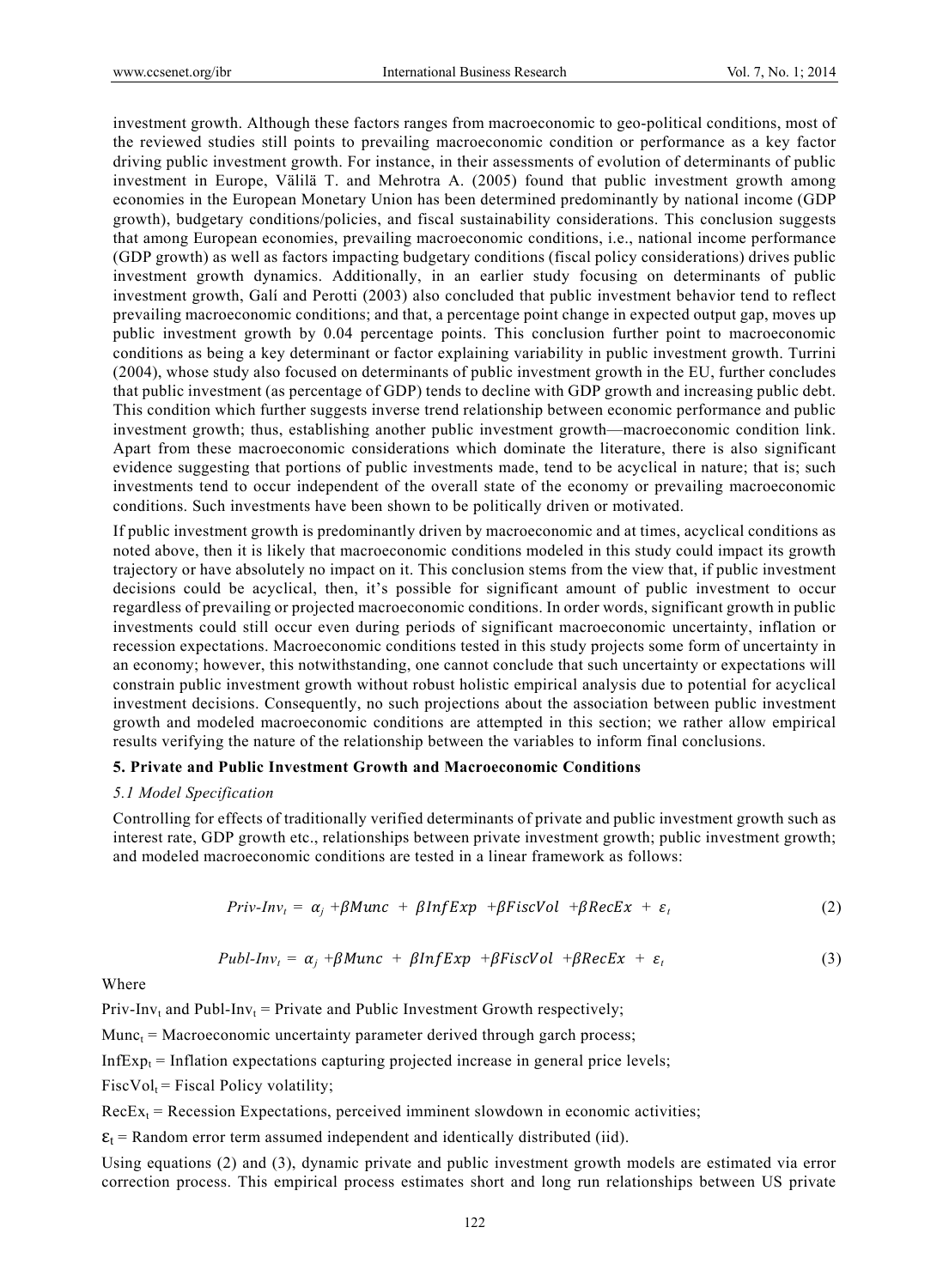investment growth. Although these factors ranges from macroeconomic to geo-political conditions, most of the reviewed studies still points to prevailing macroeconomic condition or performance as a key factor driving public investment growth. For instance, in their assessments of evolution of determinants of public investment in Europe, Välilä T. and Mehrotra A. (2005) found that public investment growth among economies in the European Monetary Union has been determined predominantly by national income (GDP growth), budgetary conditions/policies, and fiscal sustainability considerations. This conclusion suggests that among European economies, prevailing macroeconomic conditions, i.e., national income performance (GDP growth) as well as factors impacting budgetary conditions (fiscal policy considerations) drives public investment growth dynamics. Additionally, in an earlier study focusing on determinants of public investment growth, Galí and Perotti (2003) also concluded that public investment behavior tend to reflect prevailing macroeconomic conditions; and that, a percentage point change in expected output gap, moves up public investment growth by 0.04 percentage points. This conclusion further point to macroeconomic conditions as being a key determinant or factor explaining variability in public investment growth. Turrini (2004), whose study also focused on determinants of public investment growth in the EU, further concludes that public investment (as percentage of GDP) tends to decline with GDP growth and increasing public debt. This condition which further suggests inverse trend relationship between economic performance and public investment growth; thus, establishing another public investment growth—macroeconomic condition link. Apart from these macroeconomic considerations which dominate the literature, there is also significant evidence suggesting that portions of public investments made, tend to be acyclical in nature; that is; such investments tend to occur independent of the overall state of the economy or prevailing macroeconomic conditions. Such investments have been shown to be politically driven or motivated.

If public investment growth is predominantly driven by macroeconomic and at times, acyclical conditions as noted above, then it is likely that macroeconomic conditions modeled in this study could impact its growth trajectory or have absolutely no impact on it. This conclusion stems from the view that, if public investment decisions could be acyclical, then, it's possible for significant amount of public investment to occur regardless of prevailing or projected macroeconomic conditions. In order words, significant growth in public investments could still occur even during periods of significant macroeconomic uncertainty, inflation or recession expectations. Macroeconomic conditions tested in this study projects some form of uncertainty in an economy; however, this notwithstanding, one cannot conclude that such uncertainty or expectations will constrain public investment growth without robust holistic empirical analysis due to potential for acyclical investment decisions. Consequently, no such projections about the association between public investment growth and modeled macroeconomic conditions are attempted in this section; we rather allow empirical results verifying the nature of the relationship between the variables to inform final conclusions.

## 5. Private and Public Investment Growth and Macroeconomic Conditions

### *5.1 Model Specification*

Controlling for effects of traditionally verified determinants of private and public investment growth such as interest rate, GDP growth etc., relationships between private investment growth; public investment growth; and modeled macroeconomic conditions are tested in a linear framework as follows:

$$Priv\text{-}Inv_t = \alpha_j + \beta Munc + \beta InfExp + \beta FiscVol + \beta RecEx + \varepsilon_t \tag{2}$$

$$Publ\text{-}Inv_t = \alpha_j + \beta Munc + \beta InfExp + \beta FiscVol + \beta RecEx + \varepsilon_t \tag{3}$$

Where

$Priv\text{-}Inv_t$ and $Publ\text{-}Inv_t$ = Private and Public Investment Growth respectively;

$Munc_t$ = Macroeconomic uncertainty parameter derived through garch process;

$InfExp_t$ = Inflation expectations capturing projected increase in general price levels;

$FiscVol_t$ = Fiscal Policy volatility;

$RecEx_t$ = Recession Expectations, perceived imminent slowdown in economic activities;

$\varepsilon_t$ = Random error term assumed independent and identically distributed (iid).

Using equations (2) and (3), dynamic private and public investment growth models are estimated via error correction process. This empirical process estimates short and long run relationships between US private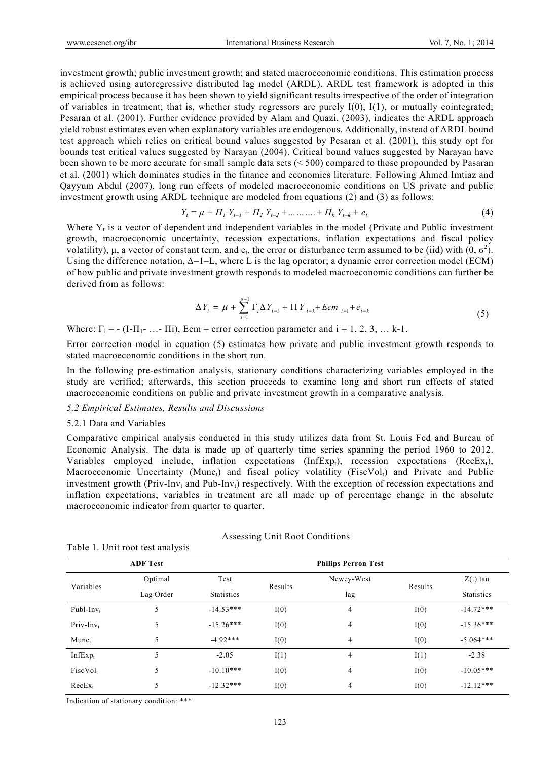investment growth; public investment growth; and stated macroeconomic conditions. This estimation process is achieved using autoregressive distributed lag model (ARDL). ARDL test framework is adopted in this empirical process because it has been shown to yield significant results irrespective of the order of integration of variables in treatment; that is, whether study regressors are purely I(0), I(1), or mutually cointegrated; Pesaran et al. (2001). Further evidence provided by Alam and Quazi, (2003), indicates the ARDL approach yield robust estimates even when explanatory variables are endogenous. Additionally, instead of ARDL bound test approach which relies on critical bound values suggested by Pesaran et al. (2001), this study opt for bounds test critical values suggested by Narayan (2004). Critical bound values suggested by Narayan have been shown to be more accurate for small sample data sets (< 500) compared to those propounded by Pasaran et al. (2001) which dominates studies in the finance and economics literature. Following Ahmed Imtiaz and Qayyum Abdul (2007), long run effects of modeled macroeconomic conditions on US private and public investment growth using ARDL technique are modeled from equations (2) and (3) as follows:

$$Y_t = \mu + \Pi_1 Y_{t-1} + \Pi_2 Y_{t-2} + \ldots\ldots\ldots + \Pi_k Y_{t-k} + e_t \tag{4}$$

Where $Y_t$ is a vector of dependent and independent variables in the model (Private and Public investment growth, macroeconomic uncertainty, recession expectations, inflation expectations and fiscal policy volatility), μ, a vector of constant term, and $e_t$, the error or disturbance term assumed to be (iid) with $(0, \sigma^2)$. Using the difference notation, $\Delta = 1 - L$, where L is the lag operator; a dynamic error correction model (ECM) of how public and private investment growth responds to modeled macroeconomic conditions can further be derived from as follows:

$$\Delta Y_t = \mu + \sum_{i=1}^{p-1} \Gamma_i \Delta Y_{t-i} + \Pi Y_{t-k} + Ecm_{t-1} + e_{t-k} \tag{5}$$

Where: $\Gamma_i = -(I - \Pi_1 - \ldots - \Pi i)$, Ecm = error correction parameter and i = 1, 2, 3, … k-1.

Error correction model in equation (5) estimates how private and public investment growth responds to stated macroeconomic conditions in the short run.

In the following pre-estimation analysis, stationary conditions characterizing variables employed in the study are verified; afterwards, this section proceeds to examine long and short run effects of stated macroeconomic conditions on public and private investment growth in a comparative analysis.

### *5.2 Empirical Estimates, Results and Discussions*

#### 5.2.1 Data and Variables

Comparative empirical analysis conducted in this study utilizes data from St. Louis Fed and Bureau of Economic Analysis. The data is made up of quarterly time series spanning the period 1960 to 2012. Variables employed include, inflation expectations ($InfExp_t$), recession expectations ($RecEx_t$), Macroeconomic Uncertainty ($Munc_t$) and fiscal policy volatility ($FiscVol_t$) and Private and Public investment growth ($Priv\text{-}Inv_t$ and $Pub\text{-}Inv_t$) respectively. With the exception of recession expectations and inflation expectations, variables in treatment are all made up of percentage change in the absolute macroeconomic indicator from quarter to quarter.

Assessing Unit Root Conditions

Table 1. Unit root test analysis

| | **ADF Test** | | **Philips Perron Test** | | | |
|---|---|---|---|---|---|---|
| Variables | Optimal Lag Order | Test Statistics | Results | Newey-West lag | Results | Z(t) tau Statistics |
| $Publ\text{-}Inv_t$ | 5 | -14.53*** | I(0) | 4 | I(0) | -14.72*** |
| $Priv\text{-}Inv_t$ | 5 | -15.26*** | I(0) | 4 | I(0) | -15.36*** |
| $Munc_t$ | 5 | -4.92*** | I(0) | 4 | I(0) | -5.064*** |
| $InfExp_t$ | 5 | -2.05 | I(1) | 4 | I(1) | -2.38 |
| $FiscVol_t$ | 5 | -10.10*** | I(0) | 4 | I(0) | -10.05*** |
| $RecEx_t$ | 5 | -12.32*** | I(0) | 4 | I(0) | -12.12*** |

Indication of stationary condition: ***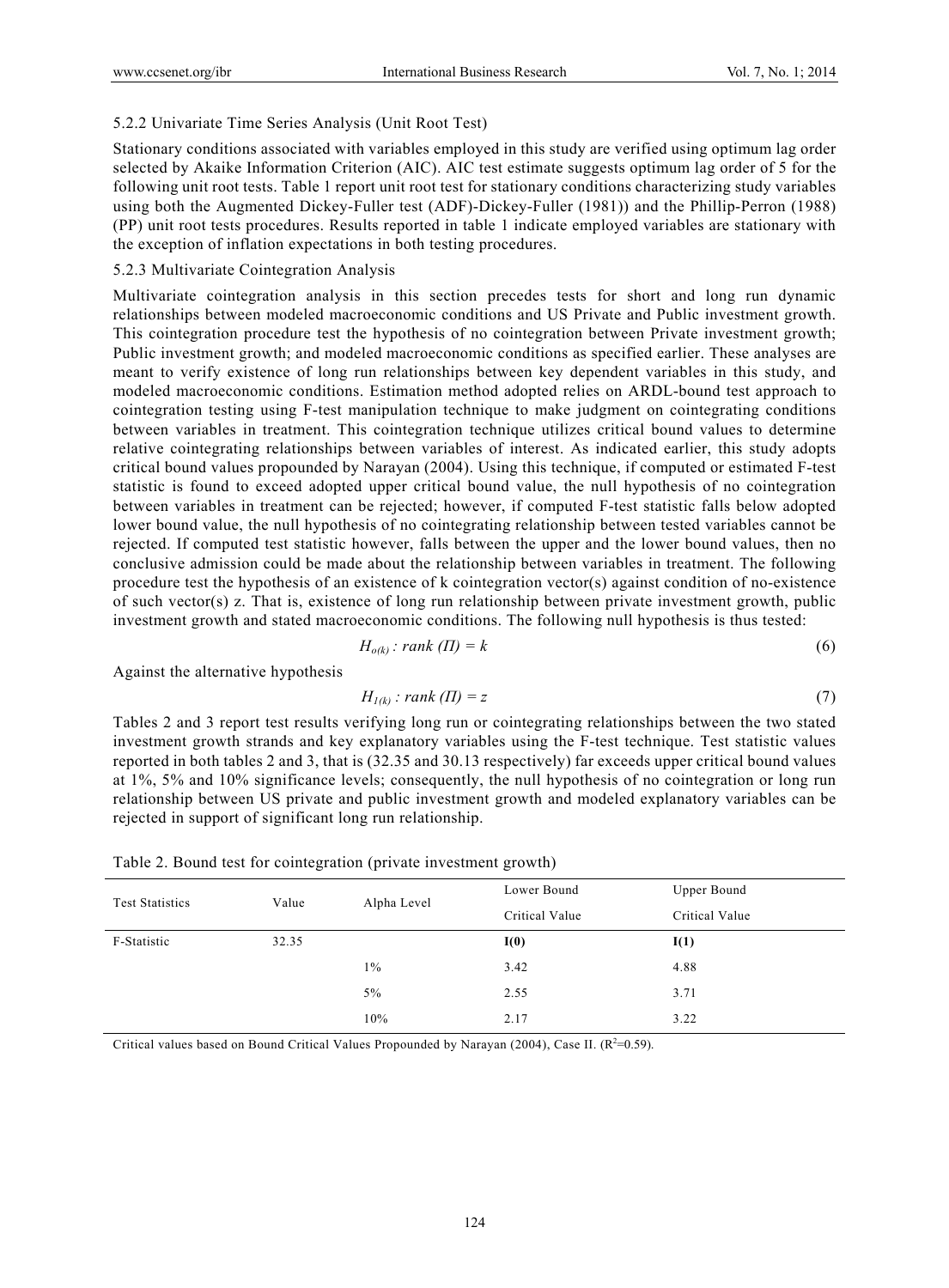### 5.2.2 Univariate Time Series Analysis (Unit Root Test)

Stationary conditions associated with variables employed in this study are verified using optimum lag order selected by Akaike Information Criterion (AIC). AIC test estimate suggests optimum lag order of 5 for the following unit root tests. Table 1 report unit root test for stationary conditions characterizing study variables using both the Augmented Dickey-Fuller test (ADF)-Dickey-Fuller (1981)) and the Phillip-Perron (1988) (PP) unit root tests procedures. Results reported in table 1 indicate employed variables are stationary with the exception of inflation expectations in both testing procedures.

### 5.2.3 Multivariate Cointegration Analysis

Multivariate cointegration analysis in this section precedes tests for short and long run dynamic relationships between modeled macroeconomic conditions and US Private and Public investment growth. This cointegration procedure test the hypothesis of no cointegration between Private investment growth; Public investment growth; and modeled macroeconomic conditions as specified earlier. These analyses are meant to verify existence of long run relationships between key dependent variables in this study, and modeled macroeconomic conditions. Estimation method adopted relies on ARDL-bound test approach to cointegration testing using F-test manipulation technique to make judgment on cointegrating conditions between variables in treatment. This cointegration technique utilizes critical bound values to determine relative cointegrating relationships between variables of interest. As indicated earlier, this study adopts critical bound values propounded by Narayan (2004). Using this technique, if computed or estimated F-test statistic is found to exceed adopted upper critical bound value, the null hypothesis of no cointegration between variables in treatment can be rejected; however, if computed F-test statistic falls below adopted lower bound value, the null hypothesis of no cointegrating relationship between tested variables cannot be rejected. If computed test statistic however, falls between the upper and the lower bound values, then no conclusive admission could be made about the relationship between variables in treatment. The following procedure test the hypothesis of an existence of k cointegration vector(s) against condition of no-existence of such vector(s) z. That is, existence of long run relationship between private investment growth, public investment growth and stated macroeconomic conditions. The following null hypothesis is thus tested:

$$H_{o(k)} : rank\ (\Pi) = k \tag{6}$$

Against the alternative hypothesis

$$H_{1(k)} : rank\ (\Pi) = z \tag{7}$$

Tables 2 and 3 report test results verifying long run or cointegrating relationships between the two stated investment growth strands and key explanatory variables using the F-test technique. Test statistic values reported in both tables 2 and 3, that is (32.35 and 30.13 respectively) far exceeds upper critical bound values at 1%, 5% and 10% significance levels; consequently, the null hypothesis of no cointegration or long run relationship between US private and public investment growth and modeled explanatory variables can be rejected in support of significant long run relationship.

Table 2. Bound test for cointegration (private investment growth)

| Test Statistics | Value | Alpha Level | Lower Bound Critical Value | Upper Bound Critical Value |
|---|---|---|---|---|
| F-Statistic | 32.35 | | **I(0)** | **I(1)** |
| | | 1% | 3.42 | 4.88 |
| | | 5% | 2.55 | 3.71 |
| | | 10% | 2.17 | 3.22 |

Critical values based on Bound Critical Values Propounded by Narayan (2004), Case II. ($R^2$=0.59).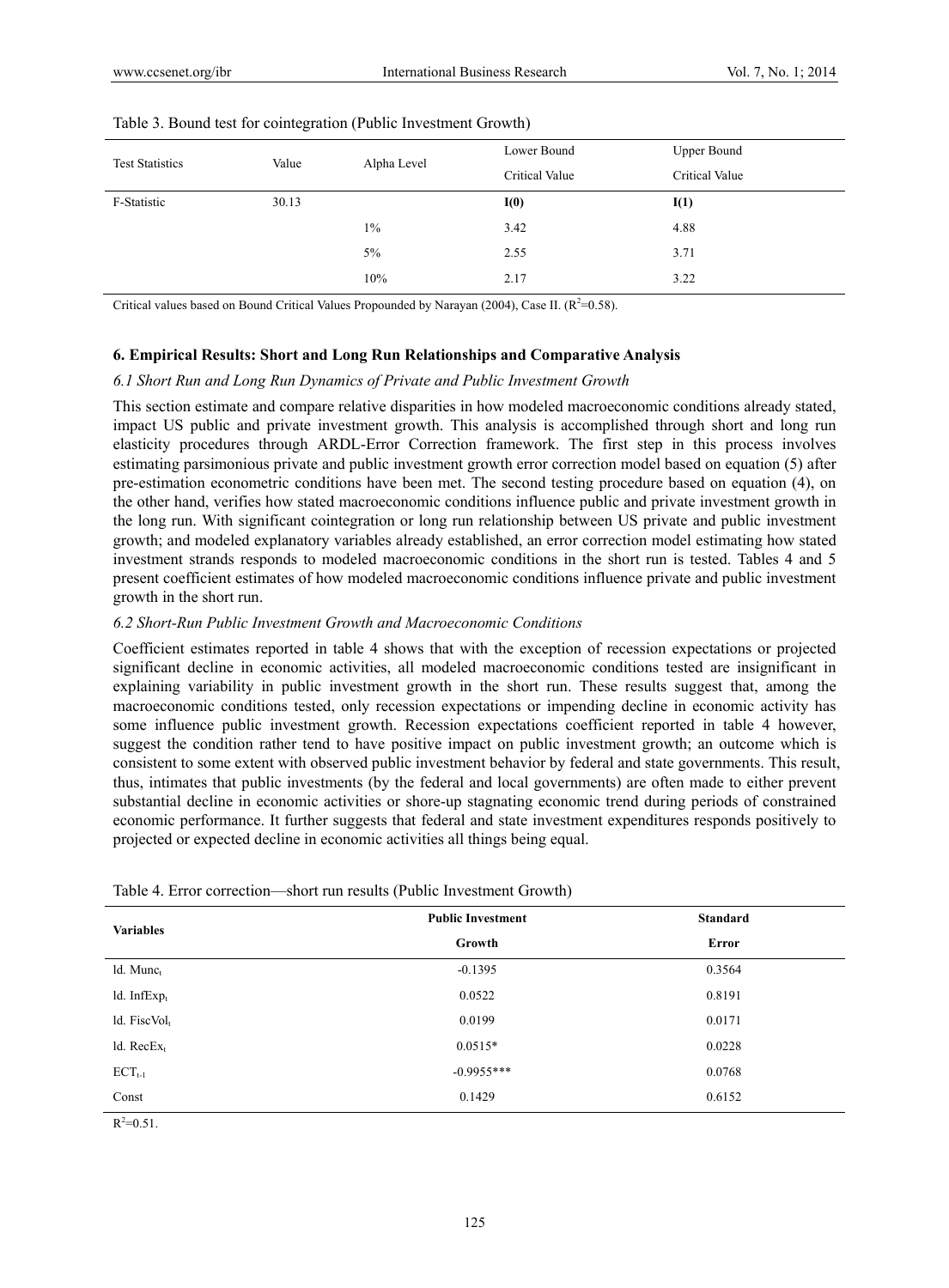Table 3. Bound test for cointegration (Public Investment Growth)

| Test Statistics | Value | Alpha Level | Lower Bound Critical Value | Upper Bound Critical Value |
|---|---|---|---|---|
| F-Statistic | 30.13 | | **I(0)** | **I(1)** |
| | | 1% | 3.42 | 4.88 |
| | | 5% | 2.55 | 3.71 |
| | | 10% | 2.17 | 3.22 |

Critical values based on Bound Critical Values Propounded by Narayan (2004), Case II. ($R^2$=0.58).

### 6. Empirical Results: Short and Long Run Relationships and Comparative Analysis

#### *6.1 Short Run and Long Run Dynamics of Private and Public Investment Growth*

This section estimate and compare relative disparities in how modeled macroeconomic conditions already stated, impact US public and private investment growth. This analysis is accomplished through short and long run elasticity procedures through ARDL-Error Correction framework. The first step in this process involves estimating parsimonious private and public investment growth error correction model based on equation (5) after pre-estimation econometric conditions have been met. The second testing procedure based on equation (4), on the other hand, verifies how stated macroeconomic conditions influence public and private investment growth in the long run. With significant cointegration or long run relationship between US private and public investment growth; and modeled explanatory variables already established, an error correction model estimating how stated investment strands responds to modeled macroeconomic conditions in the short run is tested. Tables 4 and 5 present coefficient estimates of how modeled macroeconomic conditions influence private and public investment growth in the short run.

#### *6.2 Short-Run Public Investment Growth and Macroeconomic Conditions*

Coefficient estimates reported in table 4 shows that with the exception of recession expectations or projected significant decline in economic activities, all modeled macroeconomic conditions tested are insignificant in explaining variability in public investment growth in the short run. These results suggest that, among the macroeconomic conditions tested, only recession expectations or impending decline in economic activity has some influence public investment growth. Recession expectations coefficient reported in table 4 however, suggest the condition rather tend to have positive impact on public investment growth; an outcome which is consistent to some extent with observed public investment behavior by federal and state governments. This result, thus, intimates that public investments (by the federal and local governments) are often made to either prevent substantial decline in economic activities or shore-up stagnating economic trend during periods of constrained economic performance. It further suggests that federal and state investment expenditures responds positively to projected or expected decline in economic activities all things being equal.

Table 4. Error correction—short run results (Public Investment Growth)

| **Variables** | **Public Investment Growth** | **Standard Error** |
|---|---|---|
| ld. $Munc_t$ | -0.1395 | 0.3564 |
| ld. $InfExp_t$ | 0.0522 | 0.8191 |
| ld. $FiscVol_t$ | 0.0199 | 0.0171 |
| ld. $RecEx_t$ | 0.0515* | 0.0228 |
| $ECT_{t-1}$ | -0.9955*** | 0.0768 |
| Const | 0.1429 | 0.6152 |

$R^2$=0.51.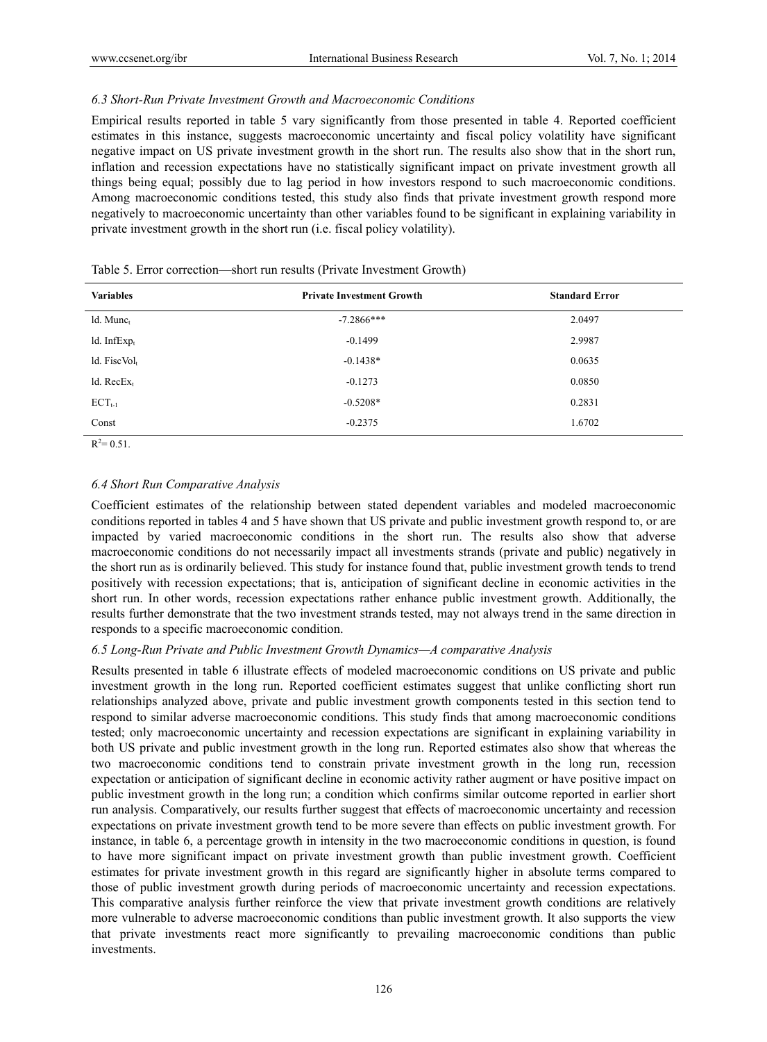### *6.3 Short-Run Private Investment Growth and Macroeconomic Conditions*

Empirical results reported in table 5 vary significantly from those presented in table 4. Reported coefficient estimates in this instance, suggests macroeconomic uncertainty and fiscal policy volatility have significant negative impact on US private investment growth in the short run. The results also show that in the short run, inflation and recession expectations have no statistically significant impact on private investment growth all things being equal; possibly due to lag period in how investors respond to such macroeconomic conditions. Among macroeconomic conditions tested, this study also finds that private investment growth respond more negatively to macroeconomic uncertainty than other variables found to be significant in explaining variability in private investment growth in the short run (i.e. fiscal policy volatility).

Table 5. Error correction—short run results (Private Investment Growth)

| Variables | Private Investment Growth | Standard Error |
|---|---|---|
| ld. $Munc_t$ | -7.2866*** | 2.0497 |
| ld. $InfExp_t$ | -0.1499 | 2.9987 |
| ld. $FiscVol_t$ | -0.1438* | 0.0635 |
| ld. $RecEx_t$ | -0.1273 | 0.0850 |
| $ECT_{t-1}$ | -0.5208* | 0.2831 |
| Const | -0.2375 | 1.6702 |

$R^2 = 0.51$.

### *6.4 Short Run Comparative Analysis*

Coefficient estimates of the relationship between stated dependent variables and modeled macroeconomic conditions reported in tables 4 and 5 have shown that US private and public investment growth respond to, or are impacted by varied macroeconomic conditions in the short run. The results also show that adverse macroeconomic conditions do not necessarily impact all investments strands (private and public) negatively in the short run as is ordinarily believed. This study for instance found that, public investment growth tends to trend positively with recession expectations; that is, anticipation of significant decline in economic activities in the short run. In other words, recession expectations rather enhance public investment growth. Additionally, the results further demonstrate that the two investment strands tested, may not always trend in the same direction in responds to a specific macroeconomic condition.

### *6.5 Long-Run Private and Public Investment Growth Dynamics—A comparative Analysis*

Results presented in table 6 illustrate effects of modeled macroeconomic conditions on US private and public investment growth in the long run. Reported coefficient estimates suggest that unlike conflicting short run relationships analyzed above, private and public investment growth components tested in this section tend to respond to similar adverse macroeconomic conditions. This study finds that among macroeconomic conditions tested; only macroeconomic uncertainty and recession expectations are significant in explaining variability in both US private and public investment growth in the long run. Reported estimates also show that whereas the two macroeconomic conditions tend to constrain private investment growth in the long run, recession expectation or anticipation of significant decline in economic activity rather augment or have positive impact on public investment growth in the long run; a condition which confirms similar outcome reported in earlier short run analysis. Comparatively, our results further suggest that effects of macroeconomic uncertainty and recession expectations on private investment growth tend to be more severe than effects on public investment growth. For instance, in table 6, a percentage growth in intensity in the two macroeconomic conditions in question, is found to have more significant impact on private investment growth than public investment growth. Coefficient estimates for private investment growth in this regard are significantly higher in absolute terms compared to those of public investment growth during periods of macroeconomic uncertainty and recession expectations. This comparative analysis further reinforce the view that private investment growth conditions are relatively more vulnerable to adverse macroeconomic conditions than public investment growth. It also supports the view that private investments react more significantly to prevailing macroeconomic conditions than public investments.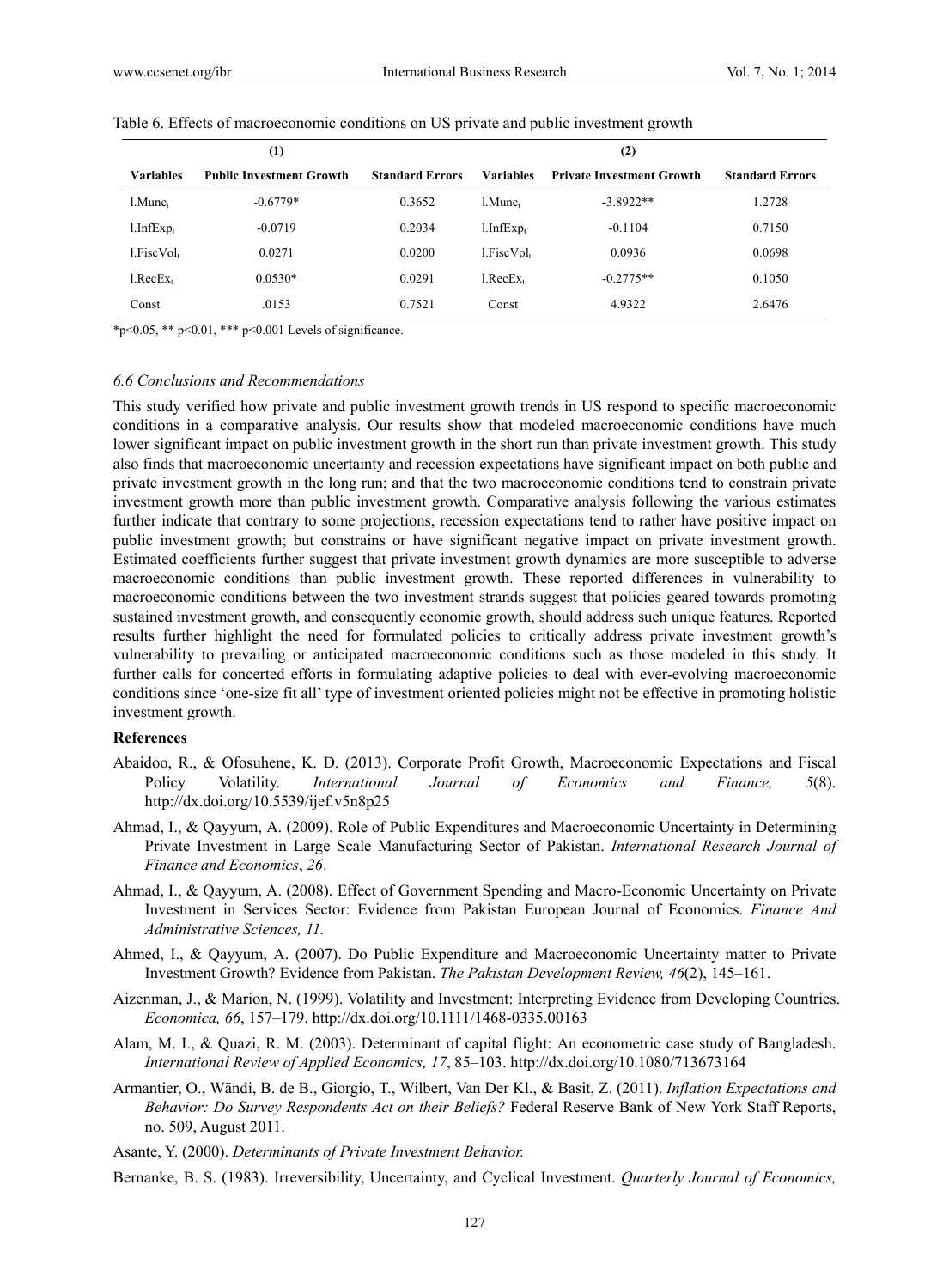Table 6. Effects of macroeconomic conditions on US private and public investment growth

| (1) | | | (2) | | |
|---|---|---|---|---|---|
| **Variables** | **Public Investment Growth** | **Standard Errors** | **Variables** | **Private Investment Growth** | **Standard Errors** |
| $l.Munc_t$ | -0.6779* | 0.3652 | $l.Munc_t$ | -3.8922** | 1.2728 |
| $l.InfExp_t$ | -0.0719 | 0.2034 | $l.InfExp_t$ | -0.1104 | 0.7150 |
| $l.FiscVol_t$ | 0.0271 | 0.0200 | $l.FiscVol_t$ | 0.0936 | 0.0698 |
| $l.RecEx_t$ | 0.0530* | 0.0291 | $l.RecEx_t$ | -0.2775** | 0.1050 |
| Const | .0153 | 0.7521 | Const | 4.9322 | 2.6476 |

*p<0.05, ** p<0.01, *** p<0.001 Levels of significance.

### *6.6 Conclusions and Recommendations*

This study verified how private and public investment growth trends in US respond to specific macroeconomic conditions in a comparative analysis. Our results show that modeled macroeconomic conditions have much lower significant impact on public investment growth in the short run than private investment growth. This study also finds that macroeconomic uncertainty and recession expectations have significant impact on both public and private investment growth in the long run; and that the two macroeconomic conditions tend to constrain private investment growth more than public investment growth. Comparative analysis following the various estimates further indicate that contrary to some projections, recession expectations tend to rather have positive impact on public investment growth; but constrains or have significant negative impact on private investment growth. Estimated coefficients further suggest that private investment growth dynamics are more susceptible to adverse macroeconomic conditions than public investment growth. These reported differences in vulnerability to macroeconomic conditions between the two investment strands suggest that policies geared towards promoting sustained investment growth, and consequently economic growth, should address such unique features. Reported results further highlight the need for formulated policies to critically address private investment growth's vulnerability to prevailing or anticipated macroeconomic conditions such as those modeled in this study. It further calls for concerted efforts in formulating adaptive policies to deal with ever-evolving macroeconomic conditions since 'one-size fit all' type of investment oriented policies might not be effective in promoting holistic investment growth.

## References

Abaidoo, R., & Ofosuhene, K. D. (2013). Corporate Profit Growth, Macroeconomic Expectations and Fiscal Policy Volatility. *International Journal of Economics and Finance, 5*(8). http://dx.doi.org/10.5539/ijef.v5n8p25

Ahmad, I., & Qayyum, A. (2009). Role of Public Expenditures and Macroeconomic Uncertainty in Determining Private Investment in Large Scale Manufacturing Sector of Pakistan. *International Research Journal of Finance and Economics*, *26*.

Ahmad, I., & Qayyum, A. (2008). Effect of Government Spending and Macro-Economic Uncertainty on Private Investment in Services Sector: Evidence from Pakistan European Journal of Economics. *Finance And Administrative Sciences, 11.*

Ahmed, I., & Qayyum, A. (2007). Do Public Expenditure and Macroeconomic Uncertainty matter to Private Investment Growth? Evidence from Pakistan. *The Pakistan Development Review, 46*(2), 145–161.

Aizenman, J., & Marion, N. (1999). Volatility and Investment: Interpreting Evidence from Developing Countries. *Economica, 66*, 157–179. http://dx.doi.org/10.1111/1468-0335.00163

Alam, M. I., & Quazi, R. M. (2003). Determinant of capital flight: An econometric case study of Bangladesh. *International Review of Applied Economics, 17*, 85–103. http://dx.doi.org/10.1080/713673164

Armantier, O., Wändi, B. de B., Giorgio, T., Wilbert, Van Der Kl., & Basit, Z. (2011). *Inflation Expectations and Behavior: Do Survey Respondents Act on their Beliefs?* Federal Reserve Bank of New York Staff Reports, no. 509, August 2011.

Asante, Y. (2000). *Determinants of Private Investment Behavior.*

Bernanke, B. S. (1983). Irreversibility, Uncertainty, and Cyclical Investment. *Quarterly Journal of Economics,*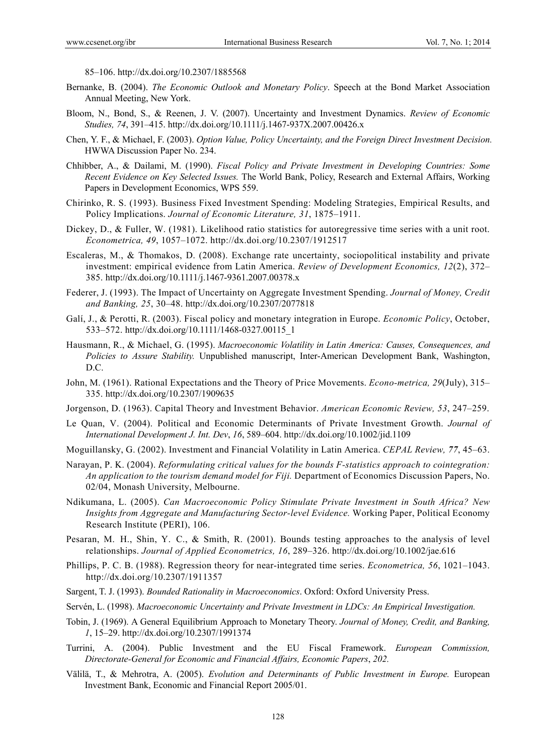85–106. http://dx.doi.org/10.2307/1885568

Bernanke, B. (2004). *The Economic Outlook and Monetary Policy*. Speech at the Bond Market Association Annual Meeting, New York.

Bloom, N., Bond, S., & Reenen, J. V. (2007). Uncertainty and Investment Dynamics. *Review of Economic Studies, 74*, 391–415. http://dx.doi.org/10.1111/j.1467-937X.2007.00426.x

Chen, Y. F., & Michael, F. (2003). *Option Value, Policy Uncertainty, and the Foreign Direct Investment Decision.* HWWA Discussion Paper No. 234.

Chhibber, A., & Dailami, M. (1990). *Fiscal Policy and Private Investment in Developing Countries: Some Recent Evidence on Key Selected Issues.* The World Bank, Policy, Research and External Affairs, Working Papers in Development Economics, WPS 559.

Chirinko, R. S. (1993). Business Fixed Investment Spending: Modeling Strategies, Empirical Results, and Policy Implications. *Journal of Economic Literature, 31*, 1875–1911.

Dickey, D., & Fuller, W. (1981). Likelihood ratio statistics for autoregressive time series with a unit root. *Econometrica, 49*, 1057–1072. http://dx.doi.org/10.2307/1912517

Escaleras, M., & Thomakos, D. (2008). Exchange rate uncertainty, sociopolitical instability and private investment: empirical evidence from Latin America. *Review of Development Economics, 12*(2), 372–385. http://dx.doi.org/10.1111/j.1467-9361.2007.00378.x

Federer, J. (1993). The Impact of Uncertainty on Aggregate Investment Spending. *Journal of Money, Credit and Banking, 25*, 30–48. http://dx.doi.org/10.2307/2077818

Galí, J., & Perotti, R. (2003). Fiscal policy and monetary integration in Europe. *Economic Policy*, October, 533–572. http://dx.doi.org/10.1111/1468-0327.00115_1

Hausmann, R., & Michael, G. (1995). *Macroeconomic Volatility in Latin America: Causes, Consequences, and Policies to Assure Stability.* Unpublished manuscript, Inter-American Development Bank, Washington, D.C.

John, M. (1961). Rational Expectations and the Theory of Price Movements. *Econo-metrica, 29*(July), 315–335. http://dx.doi.org/10.2307/1909635

Jorgenson, D. (1963). Capital Theory and Investment Behavior. *American Economic Review, 53*, 247–259.

Le Quan, V. (2004). Political and Economic Determinants of Private Investment Growth. *Journal of International Development J. Int. Dev*, *16*, 589–604. http://dx.doi.org/10.1002/jid.1109

Moguillansky, G. (2002). Investment and Financial Volatility in Latin America. *CEPAL Review, 77*, 45–63.

Narayan, P. K. (2004). *Reformulating critical values for the bounds F-statistics approach to cointegration: An application to the tourism demand model for Fiji.* Department of Economics Discussion Papers, No. 02/04, Monash University, Melbourne.

Ndikumana, L. (2005). *Can Macroeconomic Policy Stimulate Private Investment in South Africa? New Insights from Aggregate and Manufacturing Sector-level Evidence.* Working Paper, Political Economy Research Institute (PERI), 106.

Pesaran, M. H., Shin, Y. C., & Smith, R. (2001). Bounds testing approaches to the analysis of level relationships. *Journal of Applied Econometrics, 16*, 289–326. http://dx.doi.org/10.1002/jae.616

Phillips, P. C. B. (1988). Regression theory for near-integrated time series. *Econometrica, 56*, 1021–1043. http://dx.doi.org/10.2307/1911357

Sargent, T. J. (1993). *Bounded Rationality in Macroeconomics*. Oxford: Oxford University Press.

Servén, L. (1998). *Macroeconomic Uncertainty and Private Investment in LDCs: An Empirical Investigation.*

Tobin, J. (1969). A General Equilibrium Approach to Monetary Theory. *Journal of Money, Credit, and Banking, 1*, 15–29. http://dx.doi.org/10.2307/1991374

Turrini, A. (2004). Public Investment and the EU Fiscal Framework. *European Commission, Directorate-General for Economic and Financial Affairs, Economic Papers*, *202.*

Välilä, T., & Mehrotra, A. (2005). *Evolution and Determinants of Public Investment in Europe.* European Investment Bank, Economic and Financial Report 2005/01.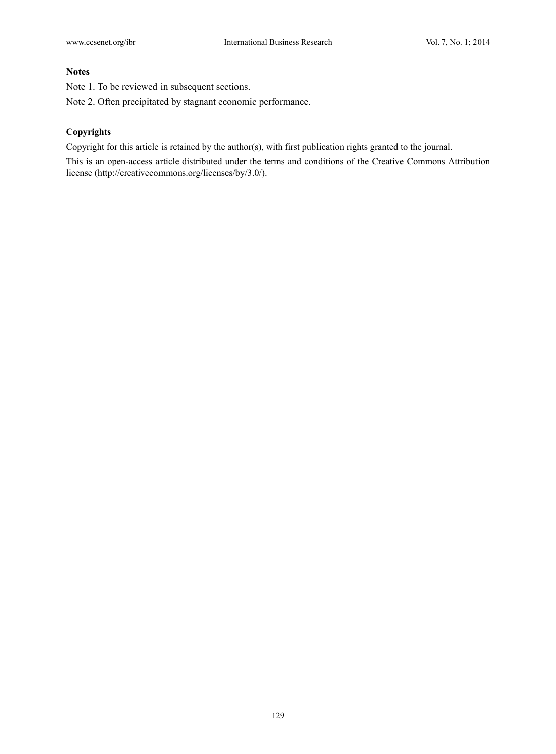## Notes

Note 1. To be reviewed in subsequent sections.

Note 2. Often precipitated by stagnant economic performance.

## Copyrights

Copyright for this article is retained by the author(s), with first publication rights granted to the journal.

This is an open-access article distributed under the terms and conditions of the Creative Commons Attribution license (http://creativecommons.org/licenses/by/3.0/).